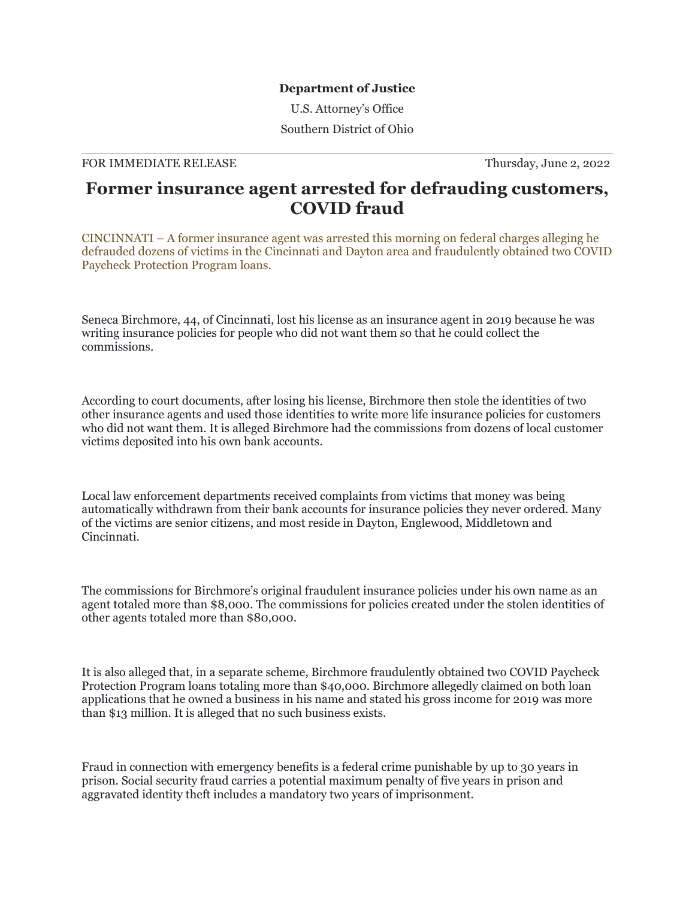**Department of Justice**

U.S. Attorney's Office

Southern District of Ohio

FOR IMMEDIATE RELEASE Thursday, June 2, 2022

# Former insurance agent arrested for defrauding customers, COVID fraud

CINCINNATI – A former insurance agent was arrested this morning on federal charges alleging he defrauded dozens of victims in the Cincinnati and Dayton area and fraudulently obtained two COVID Paycheck Protection Program loans.

Seneca Birchmore, 44, of Cincinnati, lost his license as an insurance agent in 2019 because he was writing insurance policies for people who did not want them so that he could collect the commissions.

According to court documents, after losing his license, Birchmore then stole the identities of two other insurance agents and used those identities to write more life insurance policies for customers who did not want them. It is alleged Birchmore had the commissions from dozens of local customer victims deposited into his own bank accounts.

Local law enforcement departments received complaints from victims that money was being automatically withdrawn from their bank accounts for insurance policies they never ordered. Many of the victims are senior citizens, and most reside in Dayton, Englewood, Middletown and Cincinnati.

The commissions for Birchmore's original fraudulent insurance policies under his own name as an agent totaled more than $8,000. The commissions for policies created under the stolen identities of other agents totaled more than $80,000.

It is also alleged that, in a separate scheme, Birchmore fraudulently obtained two COVID Paycheck Protection Program loans totaling more than $40,000. Birchmore allegedly claimed on both loan applications that he owned a business in his name and stated his gross income for 2019 was more than $13 million. It is alleged that no such business exists.

Fraud in connection with emergency benefits is a federal crime punishable by up to 30 years in prison. Social security fraud carries a potential maximum penalty of five years in prison and aggravated identity theft includes a mandatory two years of imprisonment.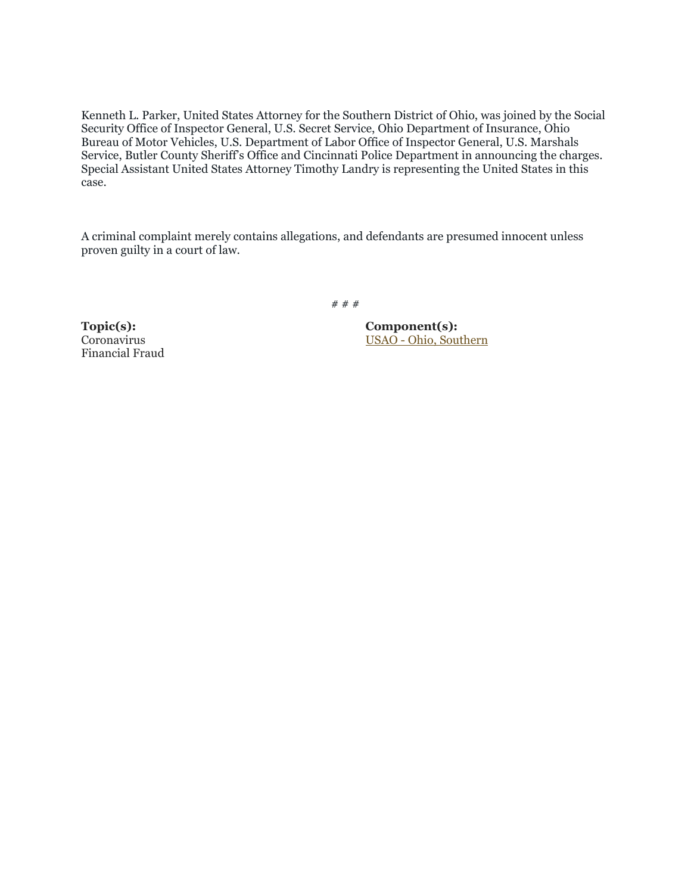Kenneth L. Parker, United States Attorney for the Southern District of Ohio, was joined by the Social Security Office of Inspector General, U.S. Secret Service, Ohio Department of Insurance, Ohio Bureau of Motor Vehicles, U.S. Department of Labor Office of Inspector General, U.S. Marshals Service, Butler County Sheriff's Office and Cincinnati Police Department in announcing the charges. Special Assistant United States Attorney Timothy Landry is representing the United States in this case.

A criminal complaint merely contains allegations, and defendants are presumed innocent unless proven guilty in a court of law.

# # #

**Topic(s):**
Coronavirus
Financial Fraud

**Component(s):**
USAO - Ohio, Southern